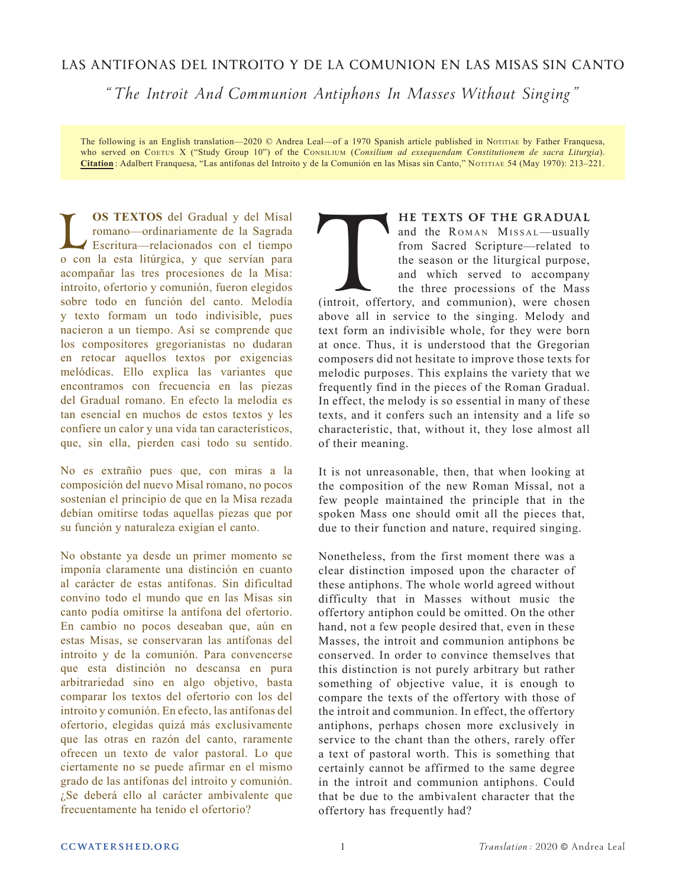# LAS ANTIFONAS DEL INTROITO Y DE LA COMUNION EN LAS MISAS SIN CANTO

*"The Introit And Communion Antiphons In Masses Without Singing"*

The following is an English translation—2020 © Andrea Leal—of a 1970 Spanish article published in NOTITIAE by Father Franquesa, who served on COETUS X ("Study Group 10") of the CONSILIUM (*Consilium ad exsequendam Constitutionem de sacra Liturgia*). **Citation**: Adalbert Franquesa, "Las antífonas del Introito y de la Comunión en las Misas sin Canto," NOTITIAE 54 (May 1970): 213–221.

**LOS TEXTOS** del Gradual y del Misal romano—ordinariamente de la Sagrada Escritura—relacionados con el tiempo o con la esta litúrgica, y que servían para acompañar las tres procesiones de la Misa: introito, ofertorio y comunión, fueron elegidos sobre todo en función del canto. Melodía y texto formam un todo indivisible, pues nacieron a un tiempo. Así se comprende que los compositores gregorianistas no dudaran en retocar aquellos textos por exigencias melódicas. Ello explica las variantes que encontramos con frecuencia en las piezas del Gradual romano. En efecto la melodía es tan esencial en muchos de estos textos y les confiere un calor y una vida tan característicos, que, sin ella, pierden casi todo su sentido.

No es extraño pues que, con miras a la composición del nuevo Misal romano, no pocos sostenían el principio de que en la Misa rezada debían omitirse todas aquellas piezas que por su función y naturaleza exigían el canto.

No obstante ya desde un primer momento se imponía claramente una distinción en cuanto al carácter de estas antífonas. Sin dificultad convino todo el mundo que en las Misas sin canto podía omitirse la antífona del ofertorio. En cambio no pocos deseaban que, aún en estas Misas, se conservaran las antífonas del introito y de la comunión. Para convencerse que esta distinción no descansa en pura arbitrariedad sino en algo objetivo, basta comparar los textos del ofertorio con los del introito y comunión. En efecto, las antífonas del ofertorio, elegidas quizá más exclusivamente que las otras en razón del canto, raramente ofrecen un texto de valor pastoral. Lo que ciertamente no se puede afirmar en el mismo grado de las antífonas del introito y comunión. ¿Se deberá ello al carácter ambivalente que frecuentemente ha tenido el ofertorio?

**THE TEXTS OF THE GRADUAL** and the ROMAN MISSAL—usually from Sacred Scripture—related to the season or the liturgical purpose, and which served to accompany the three processions of the Mass (introit, offertory, and communion), were chosen above all in service to the singing. Melody and text form an indivisible whole, for they were born at once. Thus, it is understood that the Gregorian composers did not hesitate to improve those texts for melodic purposes. This explains the variety that we frequently find in the pieces of the Roman Gradual. In effect, the melody is so essential in many of these texts, and it confers such an intensity and a life so characteristic, that, without it, they lose almost all of their meaning.

It is not unreasonable, then, that when looking at the composition of the new Roman Missal, not a few people maintained the principle that in the spoken Mass one should omit all the pieces that, due to their function and nature, required singing.

Nonetheless, from the first moment there was a clear distinction imposed upon the character of these antiphons. The whole world agreed without difficulty that in Masses without music the offertory antiphon could be omitted. On the other hand, not a few people desired that, even in these Masses, the introit and communion antiphons be conserved. In order to convince themselves that this distinction is not purely arbitrary but rather something of objective value, it is enough to compare the texts of the offertory with those of the introit and communion. In effect, the offertory antiphons, perhaps chosen more exclusively in service to the chant than the others, rarely offer a text of pastoral worth. This is something that certainly cannot be affirmed to the same degree in the introit and communion antiphons. Could that be due to the ambivalent character that the offertory has frequently had?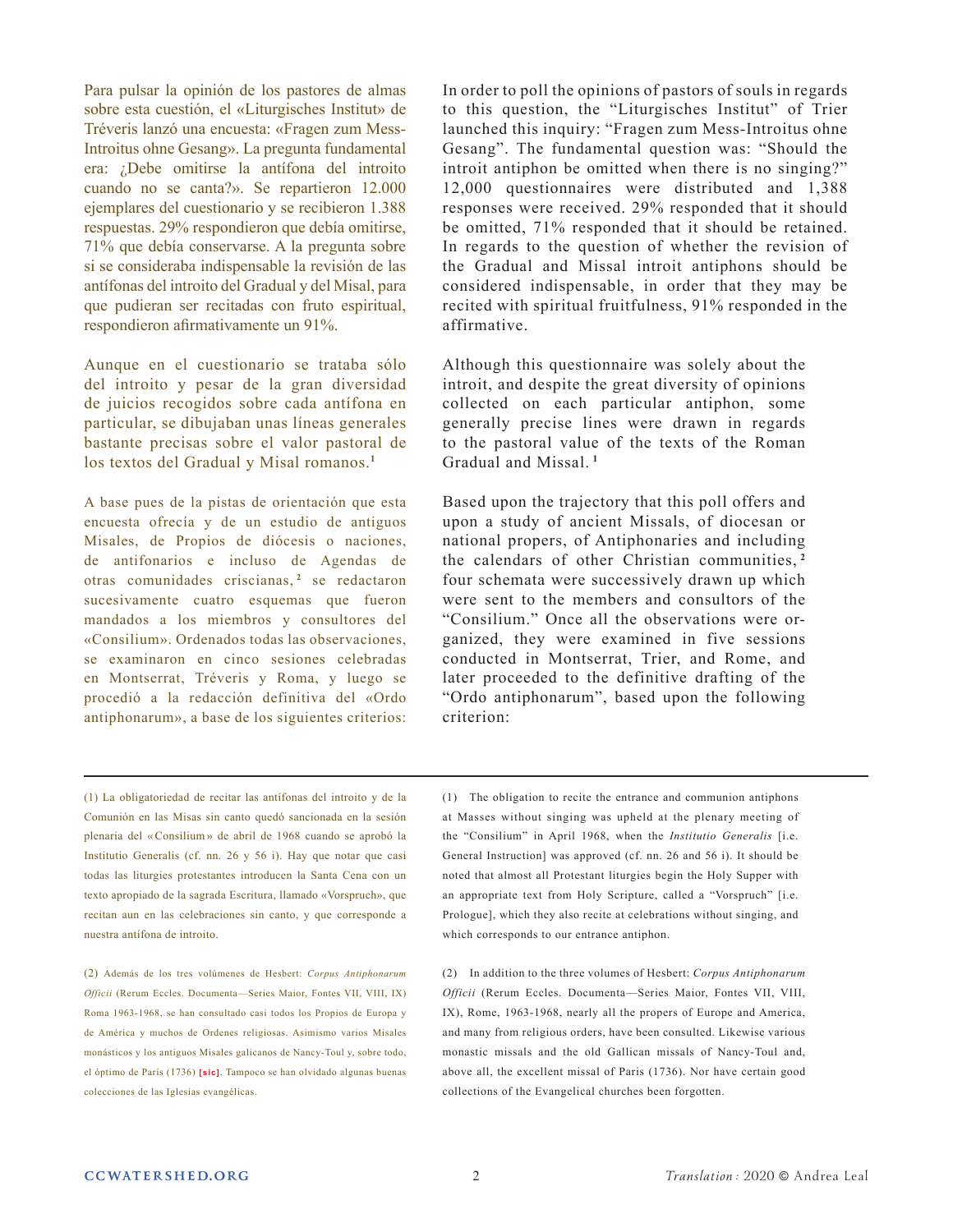Para pulsar la opinión de los pastores de almas sobre esta cuestión, el «Liturgisches Institut» de Tréveris lanzó una encuesta: «Fragen zum Mess-Introitus ohne Gesang». La pregunta fundamental era: ¿Debe omitirse la antífona del introito cuando no se canta?». Se repartieron 12.000 ejemplares del cuestionario y se recibieron 1.388 respuestas. 29% respondieron que debía omitirse, 71% que debía conservarse. A la pregunta sobre si se consideraba indispensable la revisión de las antífonas del introito del Gradual y del Misal, para que pudieran ser recitadas con fruto espiritual, respondieron afirmativamente un 91%.

Aunque en el cuestionario se trataba sólo del introito y pesar de la gran diversidad de juicios recogidos sobre cada antífona en particular, se dibujaban unas líneas generales bastante precisas sobre el valor pastoral de los textos del Gradual y Misal romanos.[1]

A base pues de la pistas de orientación que esta encuesta ofrecía y de un estudio de antiguos Misales, de Propios de diócesis o naciones, de antifonarios e incluso de Agendas de otras comunidades criscianas,[2] se redactaron sucesivamente cuatro esquemas que fueron mandados a los miembros y consultores del «Consilium». Ordenados todas las observaciones, se examinaron en cinco sesiones celebradas en Montserrat, Tréveris y Roma, y luego se procedió a la redacción definitiva del «Ordo antiphonarum», a base de los siguientes criterios:

In order to poll the opinions of pastors of souls in regards to this question, the "Liturgisches Institut" of Trier launched this inquiry: "Fragen zum Mess-Introitus ohne Gesang". The fundamental question was: "Should the introit antiphon be omitted when there is no singing?" 12,000 questionnaires were distributed and 1,388 responses were received. 29% responded that it should be omitted, 71% responded that it should be retained. In regards to the question of whether the revision of the Gradual and Missal introit antiphons should be considered indispensable, in order that they may be recited with spiritual fruitfulness, 91% responded in the affirmative.

Although this questionnaire was solely about the introit, and despite the great diversity of opinions collected on each particular antiphon, some generally precise lines were drawn in regards to the pastoral value of the texts of the Roman Gradual and Missal.[1]

Based upon the trajectory that this poll offers and upon a study of ancient Missals, of diocesan or national propers, of Antiphonaries and including the calendars of other Christian communities,[2] four schemata were successively drawn up which were sent to the members and consultors of the "Consilium." Once all the observations were organized, they were examined in five sessions conducted in Montserrat, Trier, and Rome, and later proceeded to the definitive drafting of the "Ordo antiphonarum", based upon the following criterion:

---

(1) La obligatoriedad de recitar las antífonas del introito y de la Comunión en las Misas sin canto quedó sancionada en la sesión plenaria del «Consilium» de abril de 1968 cuando se aprobó la Institutio Generalis (cf. nn. 26 y 56 i). Hay que notar que casi todas las liturgias protestantes introducen la Santa Cena con un texto apropiado de la sagrada Escritura, llamado «Vorspruch», que recitan aun en las celebraciones sin canto, y que corresponde a nuestra antífona de introito.

(2) Además de los tres volúmenes de Hesbert: *Corpus Antiphonarum Officii* (Rerum Eccles. Documenta—Series Maior, Fontes VII, VIII, IX) Roma 1963-1968, se han consultado casi todos los Propios de Europa y de América y muchos de Ordenes religiosas. Asimismo varios Misales monásticos y los antiguos Misales galicanos de Nancy-Toul y, sobre todo, el óptimo de París (1736) **[sic]**. Tampoco se han olvidado algunas buenas colecciones de las Iglesias evangélicas.

(1) The obligation to recite the entrance and communion antiphons at Masses without singing was upheld at the plenary meeting of the "Consilium" in April 1968, when the *Institutio Generalis* [i.e. General Instruction] was approved (cf. nn. 26 and 56 i). It should be noted that almost all Protestant liturgies begin the Holy Supper with an appropriate text from Holy Scripture, called a "Vorspruch" [i.e. Prologue], which they also recite at celebrations without singing, and which corresponds to our entrance antiphon.

(2) In addition to the three volumes of Hesbert: *Corpus Antiphonarum Officii* (Rerum Eccles. Documenta—Series Maior, Fontes VII, VIII, IX), Rome, 1963-1968, nearly all the propers of Europe and America, and many from religious orders, have been consulted. Likewise various monastic missals and the old Gallican missals of Nancy-Toul and, above all, the excellent missal of Paris (1736). Nor have certain good collections of the Evangelical churches been forgotten.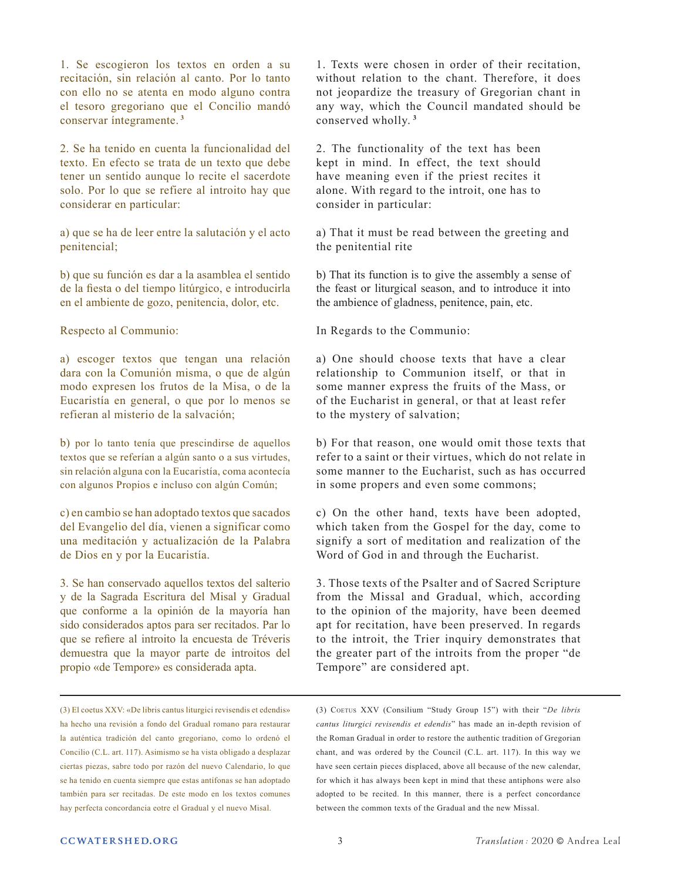1. Se escogieron los textos en orden a su recitación, sin relación al canto. Por lo tanto con ello no se atenta en modo alguno contra el tesoro gregoriano que el Concilio mandó conservar íntegramente.[3]

2. Se ha tenido en cuenta la funcionalidad del texto. En efecto se trata de un texto que debe tener un sentido aunque lo recite el sacerdote solo. Por lo que se refiere al introito hay que considerar en particular:

a) que se ha de leer entre la salutación y el acto penitencial;

b) que su función es dar a la asamblea el sentido de la fiesta o del tiempo litúrgico, e introducirla en el ambiente de gozo, penitencia, dolor, etc.

Respecto al Communio:

a) escoger textos que tengan una relación dara con la Comunión misma, o que de algún modo expresen los frutos de la Misa, o de la Eucaristía en general, o que por lo menos se refieran al misterio de la salvación;

b) por lo tanto tenía que prescindirse de aquellos textos que se referían a algún santo o a sus virtudes, sin relación alguna con la Eucaristía, coma acontecía con algunos Propios e incluso con algún Común;

c) en cambio se han adoptado textos que sacados del Evangelio del día, vienen a significar como una meditación y actualización de la Palabra de Dios en y por la Eucaristía.

3. Se han conservado aquellos textos del salterio y de la Sagrada Escritura del Misal y Gradual que conforme a la opinión de la mayoría han sido considerados aptos para ser recitados. Par lo que se refiere al introito la encuesta de Tréveris demuestra que la mayor parte de introitos del propio «de Tempore» es considerada apta.

1. Texts were chosen in order of their recitation, without relation to the chant. Therefore, it does not jeopardize the treasury of Gregorian chant in any way, which the Council mandated should be conserved wholly.[3]

2. The functionality of the text has been kept in mind. In effect, the text should have meaning even if the priest recites it alone. With regard to the introit, one has to consider in particular:

a) That it must be read between the greeting and the penitential rite

b) That its function is to give the assembly a sense of the feast or liturgical season, and to introduce it into the ambience of gladness, penitence, pain, etc.

In Regards to the Communio:

a) One should choose texts that have a clear relationship to Communion itself, or that in some manner express the fruits of the Mass, or of the Eucharist in general, or that at least refer to the mystery of salvation;

b) For that reason, one would omit those texts that refer to a saint or their virtues, which do not relate in some manner to the Eucharist, such as has occurred in some propers and even some commons;

c) On the other hand, texts have been adopted, which taken from the Gospel for the day, come to signify a sort of meditation and realization of the Word of God in and through the Eucharist.

3. Those texts of the Psalter and of Sacred Scripture from the Missal and Gradual, which, according to the opinion of the majority, have been deemed apt for recitation, have been preserved. In regards to the introit, the Trier inquiry demonstrates that the greater part of the introits from the proper "de Tempore" are considered apt.

---

(3) El coetus XXV: «De libris cantus liturgici revisendis et edendis» ha hecho una revisión a fondo del Gradual romano para restaurar la auténtica tradición del canto gregoriano, como lo ordenó el Concilio (C.L. art. 117). Asimismo se ha visto obligado a desplazar ciertas piezas, sabre todo por razón del nuevo Calendario, lo que se ha tenido en cuenta siempre que estas antífonas se han adoptado también para ser recitadas. De este modo en los textos comunes hay perfecta concordancia eotre el Gradual y el nuevo Misal.

(3) Coetus XXV (Consilium "Study Group 15") with their "*De libris cantus liturgici revisendis et edendis*" has made an in-depth revision of the Roman Gradual in order to restore the authentic tradition of Gregorian chant, and was ordered by the Council (C.L. art. 117). In this way we have seen certain pieces displaced, above all because of the new calendar, for which it has always been kept in mind that these antiphons were also adopted to be recited. In this manner, there is a perfect concordance between the common texts of the Gradual and the new Missal.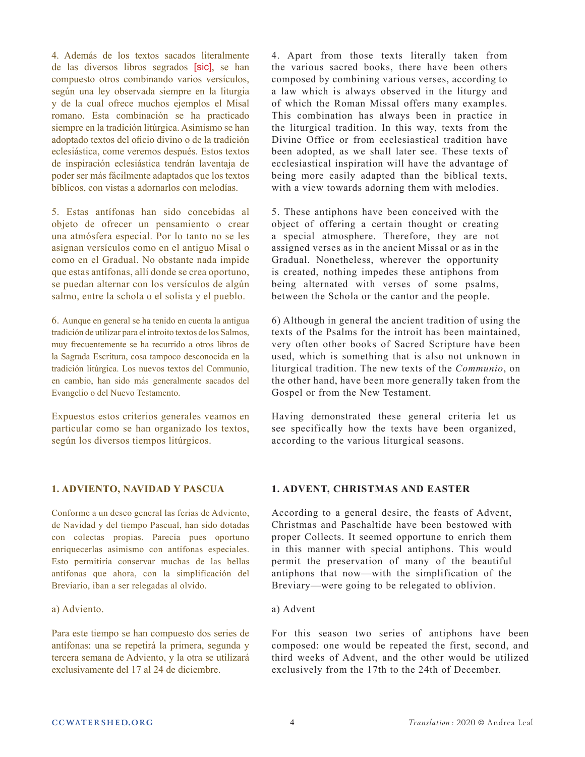4. Además de los textos sacados literalmente de las diversos libros segrados [sic], se han compuesto otros combinando varios versículos, según una ley observada siempre en la liturgia y de la cual ofrece muchos ejemplos el Misal romano. Esta combinación se ha practicado siempre en la tradición litúrgica. Asimismo se han adoptado textos del oficio divino o de la tradición eclesiástica, come veremos después. Estos textos de inspiración eclesiástica tendrán laventaja de poder ser más fácilmente adaptados que los textos bíblicos, con vistas a adornarlos con melodías.

4. Apart from those texts literally taken from the various sacred books, there have been others composed by combining various verses, according to a law which is always observed in the liturgy and of which the Roman Missal offers many examples. This combination has always been in practice in the liturgical tradition. In this way, texts from the Divine Office or from ecclesiastical tradition have been adopted, as we shall later see. These texts of ecclesiastical inspiration will have the advantage of being more easily adapted than the biblical texts, with a view towards adorning them with melodies.

5. Estas antífonas han sido concebidas al objeto de ofrecer un pensamiento o crear una atmósfera especial. Por lo tanto no se les asignan versículos como en el antiguo Misal o como en el Gradual. No obstante nada impide que estas antífonas, allí donde se crea oportuno, se puedan alternar con los versículos de algún salmo, entre la schola o el solista y el pueblo.

5. These antiphons have been conceived with the object of offering a certain thought or creating a special atmosphere. Therefore, they are not assigned verses as in the ancient Missal or as in the Gradual. Nonetheless, wherever the opportunity is created, nothing impedes these antiphons from being alternated with verses of some psalms, between the Schola or the cantor and the people.

6. Aunque en general se ha tenido en cuenta la antigua tradición de utilizar para el introito textos de los Salmos, muy frecuentemente se ha recurrido a otros libros de la Sagrada Escritura, cosa tampoco desconocida en la tradición litúrgica. Los nuevos textos del Communio, en cambio, han sido más generalmente sacados del Evangelio o del Nuevo Testamento.

6) Although in general the ancient tradition of using the texts of the Psalms for the introit has been maintained, very often other books of Sacred Scripture have been used, which is something that is also not unknown in liturgical tradition. The new texts of the *Communio*, on the other hand, have been more generally taken from the Gospel or from the New Testament.

Expuestos estos criterios generales veamos en particular como se han organizado los textos, según los diversos tiempos litúrgicos.

Having demonstrated these general criteria let us see specifically how the texts have been organized, according to the various liturgical seasons.

## 1. ADVIENTO, NAVIDAD Y PASCUA

## 1. ADVENT, CHRISTMAS AND EASTER

Conforme a un deseo general las ferias de Adviento, de Navidad y del tiempo Pascual, han sido dotadas con colectas propias. Parecía pues oportuno enriquecerlas asimismo con antífonas especiales. Esto permitiría conservar muchas de las bellas antífonas que ahora, con la simplificación del Breviario, iban a ser relegadas al olvido.

According to a general desire, the feasts of Advent, Christmas and Paschaltide have been bestowed with proper Collects. It seemed opportune to enrich them in this manner with special antiphons. This would permit the preservation of many of the beautiful antiphons that now—with the simplification of the Breviary—were going to be relegated to oblivion.

a) Adviento.

a) Advent

Para este tiempo se han compuesto dos series de antífonas: una se repetirá la primera, segunda y tercera semana de Adviento, y la otra se utilizará exclusivamente del 17 al 24 de diciembre.

For this season two series of antiphons have been composed: one would be repeated the first, second, and third weeks of Advent, and the other would be utilized exclusively from the 17th to the 24th of December.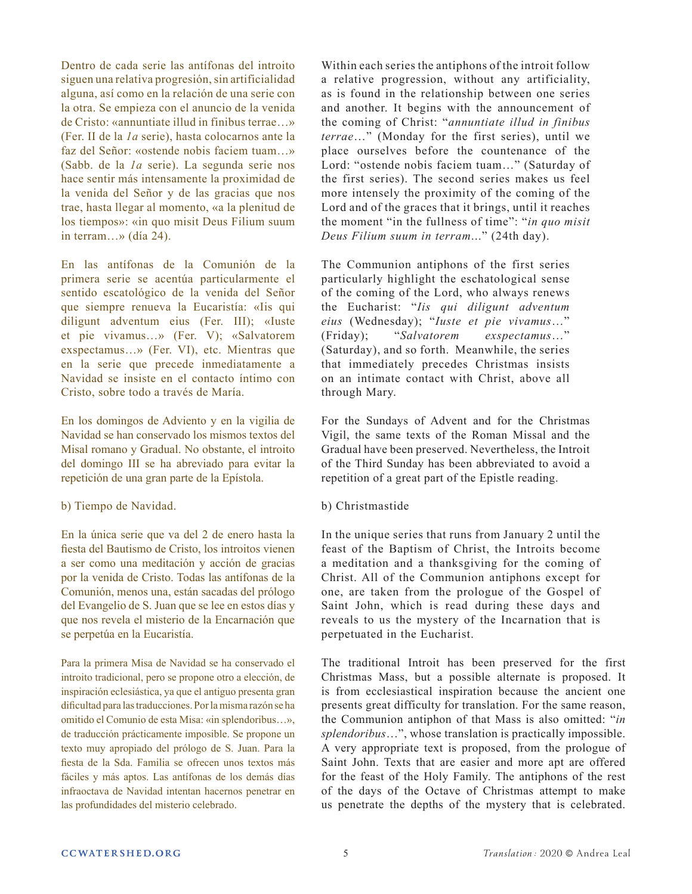Dentro de cada serie las antífonas del introito siguen una relativa progresión, sin artificialidad alguna, así como en la relación de una serie con la otra. Se empieza con el anuncio de la venida de Cristo: «annuntiate illud in finibus terrae…» (Fer. II de la *1a* serie), hasta colocarnos ante la faz del Señor: «ostende nobis faciem tuam…» (Sabb. de la *1a* serie). La segunda serie nos hace sentir más intensamente la proximidad de la venida del Señor y de las gracias que nos trae, hasta llegar al momento, «a la plenitud de los tiempos»: «in quo misit Deus Filium suum in terram…» (día 24).

En las antífonas de la Comunión de la primera serie se acentúa particularmente el sentido escatológico de la venida del Señor que siempre renueva la Eucaristía: «Iis qui diligunt adventum eius (Fer. III); «Iuste et pie vivamus…» (Fer. V); «Salvatorem exspectamus…» (Fer. VI), etc. Mientras que en la serie que precede inmediatamente a Navidad se insiste en el contacto íntimo con Cristo, sobre todo a través de María.

En los domingos de Adviento y en la vigilia de Navidad se han conservado los mismos textos del Misal romano y Gradual. No obstante, el introito del domingo III se ha abreviado para evitar la repetición de una gran parte de la Epístola.

b) Tiempo de Navidad.

En la única serie que va del 2 de enero hasta la fiesta del Bautismo de Cristo, los introitos vienen a ser como una meditación y acción de gracias por la venida de Cristo. Todas las antífonas de la Comunión, menos una, están sacadas del prólogo del Evangelio de S. Juan que se lee en estos días y que nos revela el misterio de la Encarnación que se perpetúa en la Eucaristía.

Para la primera Misa de Navidad se ha conservado el introito tradicional, pero se propone otro a elección, de inspiración eclesiástica, ya que el antiguo presenta gran dificultad para las traducciones. Por la misma razón se ha omitido el Comunio de esta Misa: «in splendoribus…», de traducción prácticamente imposible. Se propone un texto muy apropiado del prólogo de S. Juan. Para la fiesta de la Sda. Familia se ofrecen unos textos más fáciles y más aptos. Las antífonas de los demás días infraoctava de Navidad intentan hacernos penetrar en las profundidades del misterio celebrado.

Within each series the antiphons of the introit follow a relative progression, without any artificiality, as is found in the relationship between one series and another. It begins with the announcement of the coming of Christ: "*annuntiate illud in finibus terrae*…" (Monday for the first series), until we place ourselves before the countenance of the Lord: "ostende nobis faciem tuam…" (Saturday of the first series). The second series makes us feel more intensely the proximity of the coming of the Lord and of the graces that it brings, until it reaches the moment "in the fullness of time": "*in quo misit Deus Filium suum in terram*..." (24th day).

The Communion antiphons of the first series particularly highlight the eschatological sense of the coming of the Lord, who always renews the Eucharist: "*Iis qui diligunt adventum eius* (Wednesday); "*Iuste et pie vivamus*…" (Friday); "*Salvatorem exspectamus*…" (Saturday), and so forth. Meanwhile, the series that immediately precedes Christmas insists on an intimate contact with Christ, above all through Mary.

For the Sundays of Advent and for the Christmas Vigil, the same texts of the Roman Missal and the Gradual have been preserved. Nevertheless, the Introit of the Third Sunday has been abbreviated to avoid a repetition of a great part of the Epistle reading.

b) Christmastide

In the unique series that runs from January 2 until the feast of the Baptism of Christ, the Introits become a meditation and a thanksgiving for the coming of Christ. All of the Communion antiphons except for one, are taken from the prologue of the Gospel of Saint John, which is read during these days and reveals to us the mystery of the Incarnation that is perpetuated in the Eucharist.

The traditional Introit has been preserved for the first Christmas Mass, but a possible alternate is proposed. It is from ecclesiastical inspiration because the ancient one presents great difficulty for translation. For the same reason, the Communion antiphon of that Mass is also omitted: "*in splendoribus*…", whose translation is practically impossible. A very appropriate text is proposed, from the prologue of Saint John. Texts that are easier and more apt are offered for the feast of the Holy Family. The antiphons of the rest of the days of the Octave of Christmas attempt to make us penetrate the depths of the mystery that is celebrated.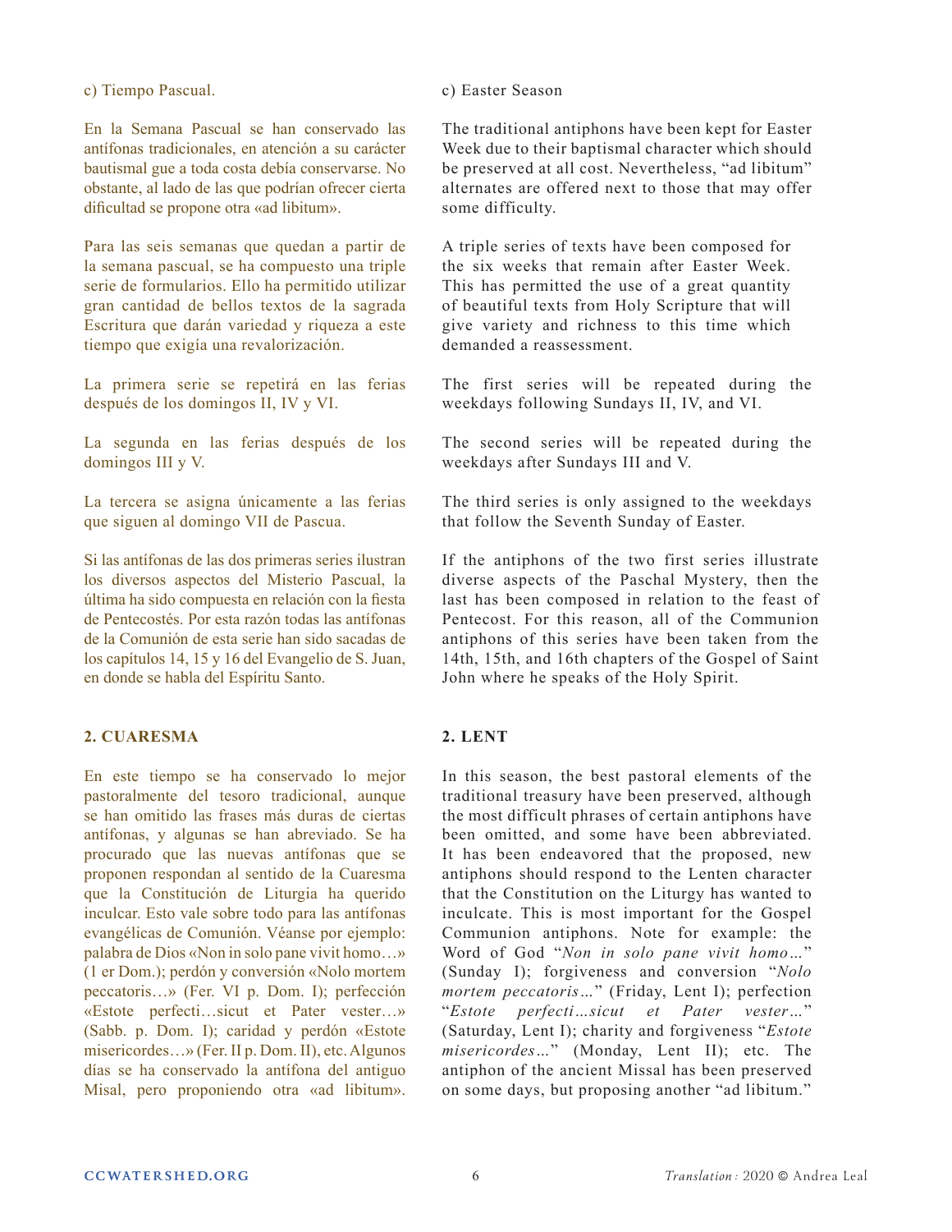c) Tiempo Pascual.

En la Semana Pascual se han conservado las antífonas tradicionales, en atención a su carácter bautismal gue a toda costa debía conservarse. No obstante, al lado de las que podrían ofrecer cierta dificultad se propone otra «ad libitum».

Para las seis semanas que quedan a partir de la semana pascual, se ha compuesto una triple serie de formularios. Ello ha permitido utilizar gran cantidad de bellos textos de la sagrada Escritura que darán variedad y riqueza a este tiempo que exigía una revalorización.

La primera serie se repetirá en las ferias después de los domingos II, IV y VI.

La segunda en las ferias después de los domingos III y V.

La tercera se asigna únicamente a las ferias que siguen al domingo VII de Pascua.

Si las antífonas de las dos primeras series ilustran los diversos aspectos del Misterio Pascual, la última ha sido compuesta en relación con la fiesta de Pentecostés. Por esta razón todas las antífonas de la Comunión de esta serie han sido sacadas de los capítulos 14, 15 y 16 del Evangelio de S. Juan, en donde se habla del Espíritu Santo.

c) Easter Season

The traditional antiphons have been kept for Easter Week due to their baptismal character which should be preserved at all cost. Nevertheless, "ad libitum" alternates are offered next to those that may offer some difficulty.

A triple series of texts have been composed for the six weeks that remain after Easter Week. This has permitted the use of a great quantity of beautiful texts from Holy Scripture that will give variety and richness to this time which demanded a reassessment.

The first series will be repeated during the weekdays following Sundays II, IV, and VI.

The second series will be repeated during the weekdays after Sundays III and V.

The third series is only assigned to the weekdays that follow the Seventh Sunday of Easter.

If the antiphons of the two first series illustrate diverse aspects of the Paschal Mystery, then the last has been composed in relation to the feast of Pentecost. For this reason, all of the Communion antiphons of this series have been taken from the 14th, 15th, and 16th chapters of the Gospel of Saint John where he speaks of the Holy Spirit.

## 2. CUARESMA

En este tiempo se ha conservado lo mejor pastoralmente del tesoro tradicional, aunque se han omitido las frases más duras de ciertas antífonas, y algunas se han abreviado. Se ha procurado que las nuevas antífonas que se proponen respondan al sentido de la Cuaresma que la Constitución de Liturgia ha querido inculcar. Esto vale sobre todo para las antífonas evangélicas de Comunión. Véanse por ejemplo: palabra de Dios «Non in solo pane vivit homo…» (1 er Dom.); perdón y conversión «Nolo mortem peccatoris…» (Fer. VI p. Dom. I); perfección «Estote perfecti…sicut et Pater vester…» (Sabb. p. Dom. I); caridad y perdón «Estote misericordes…» (Fer. II p. Dom. II), etc. Algunos días se ha conservado la antífona del antiguo Misal, pero proponiendo otra «ad libitum».

## 2. LENT

In this season, the best pastoral elements of the traditional treasury have been preserved, although the most difficult phrases of certain antiphons have been omitted, and some have been abbreviated. It has been endeavored that the proposed, new antiphons should respond to the Lenten character that the Constitution on the Liturgy has wanted to inculcate. This is most important for the Gospel Communion antiphons. Note for example: the Word of God "*Non in solo pane vivit homo…*" (Sunday I); forgiveness and conversion "*Nolo mortem peccatoris…*" (Friday, Lent I); perfection "*Estote perfecti…sicut et Pater vester…*" (Saturday, Lent I); charity and forgiveness "*Estote misericordes…*" (Monday, Lent II); etc. The antiphon of the ancient Missal has been preserved on some days, but proposing another "ad libitum."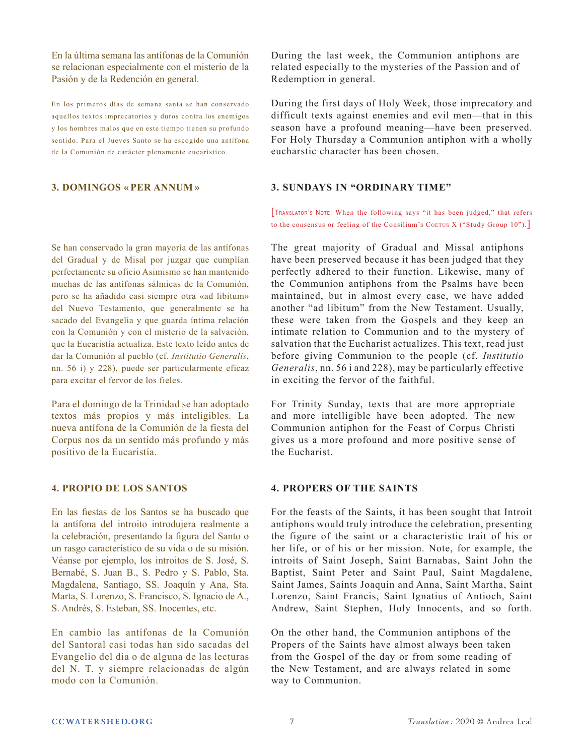En la última semana las antífonas de la Comunión se relacionan especialmente con el misterio de la Pasión y de la Redención en general.

During the last week, the Communion antiphons are related especially to the mysteries of the Passion and of Redemption in general.

En los primeros días de semana santa se han conservado aquellos textos imprecatorios y duros contra los enemigos y los hombres malos que en este tiempo tienen su profundo sentido. Para el Jueves Santo se ha escogido una antífona de la Comunión de carácter plenamente eucarístico.

During the first days of Holy Week, those imprecatory and difficult texts against enemies and evil men—that in this season have a profound meaning—have been preserved. For Holy Thursday a Communion antiphon with a wholly eucharstic character has been chosen.

### 3. DOMINGOS « PER ANNUM »

### 3. SUNDAYS IN "ORDINARY TIME"

[Translator's Note: When the following says "it has been judged," that refers to the consensus or feeling of the Consilium's Coetus X ("Study Group 10").]

Se han conservado la gran mayoría de las antífonas del Gradual y de Misal por juzgar que cumplían perfectamente su oficio Asimismo se han mantenido muchas de las antífonas sálmicas de la Comunión, pero se ha añadido casi siempre otra «ad libitum» del Nuevo Testamento, que generalmente se ha sacado del Evangelia y que guarda íntima relación con la Comunión y con el misterio de la salvación, que la Eucaristía actualiza. Este texto leído antes de dar la Comunión al pueblo (cf. *Institutio Generalis*, nn. 56 i) y 228), puede ser particularmente eficaz para excitar el fervor de los fieles.

The great majority of Gradual and Missal antiphons have been preserved because it has been judged that they perfectly adhered to their function. Likewise, many of the Communion antiphons from the Psalms have been maintained, but in almost every case, we have added another "ad libitum" from the New Testament. Usually, these were taken from the Gospels and they keep an intimate relation to Communion and to the mystery of salvation that the Eucharist actualizes. This text, read just before giving Communion to the people (cf. *Institutio Generalis*, nn. 56 i and 228), may be particularly effective in exciting the fervor of the faithful.

Para el domingo de la Trinidad se han adoptado textos más propios y más inteligibles. La nueva antífona de la Comunión de la fiesta del Corpus nos da un sentido más profundo y más positivo de la Eucaristía.

For Trinity Sunday, texts that are more appropriate and more intelligible have been adopted. The new Communion antiphon for the Feast of Corpus Christi gives us a more profound and more positive sense of the Eucharist.

### 4. PROPIO DE LOS SANTOS

### 4. PROPERS OF THE SAINTS

En las fiestas de los Santos se ha buscado que la antífona del introito introdujera realmente a la celebración, presentando la figura del Santo o un rasgo característico de su vida o de su misión. Véanse por ejemplo, los introitos de S. José, S. Bernabé, S. Juan B., S. Pedro y S. Pablo, Sta. Magdalena, Santiago, SS. Joaquín y Ana, Sta. Marta, S. Lorenzo, S. Francisco, S. Ignacio de A., S. Andrés, S. Esteban, SS. Inocentes, etc.

For the feasts of the Saints, it has been sought that Introit antiphons would truly introduce the celebration, presenting the figure of the saint or a characteristic trait of his or her life, or of his or her mission. Note, for example, the introits of Saint Joseph, Saint Barnabas, Saint John the Baptist, Saint Peter and Saint Paul, Saint Magdalene, Saint James, Saints Joaquin and Anna, Saint Martha, Saint Lorenzo, Saint Francis, Saint Ignatius of Antioch, Saint Andrew, Saint Stephen, Holy Innocents, and so forth.

En cambio las antífonas de la Comunión del Santoral casi todas han sido sacadas del Evangelio del día o de alguna de las lecturas del N. T. y siempre relacionadas de algún modo con la Comunión.

On the other hand, the Communion antiphons of the Propers of the Saints have almost always been taken from the Gospel of the day or from some reading of the New Testament, and are always related in some way to Communion.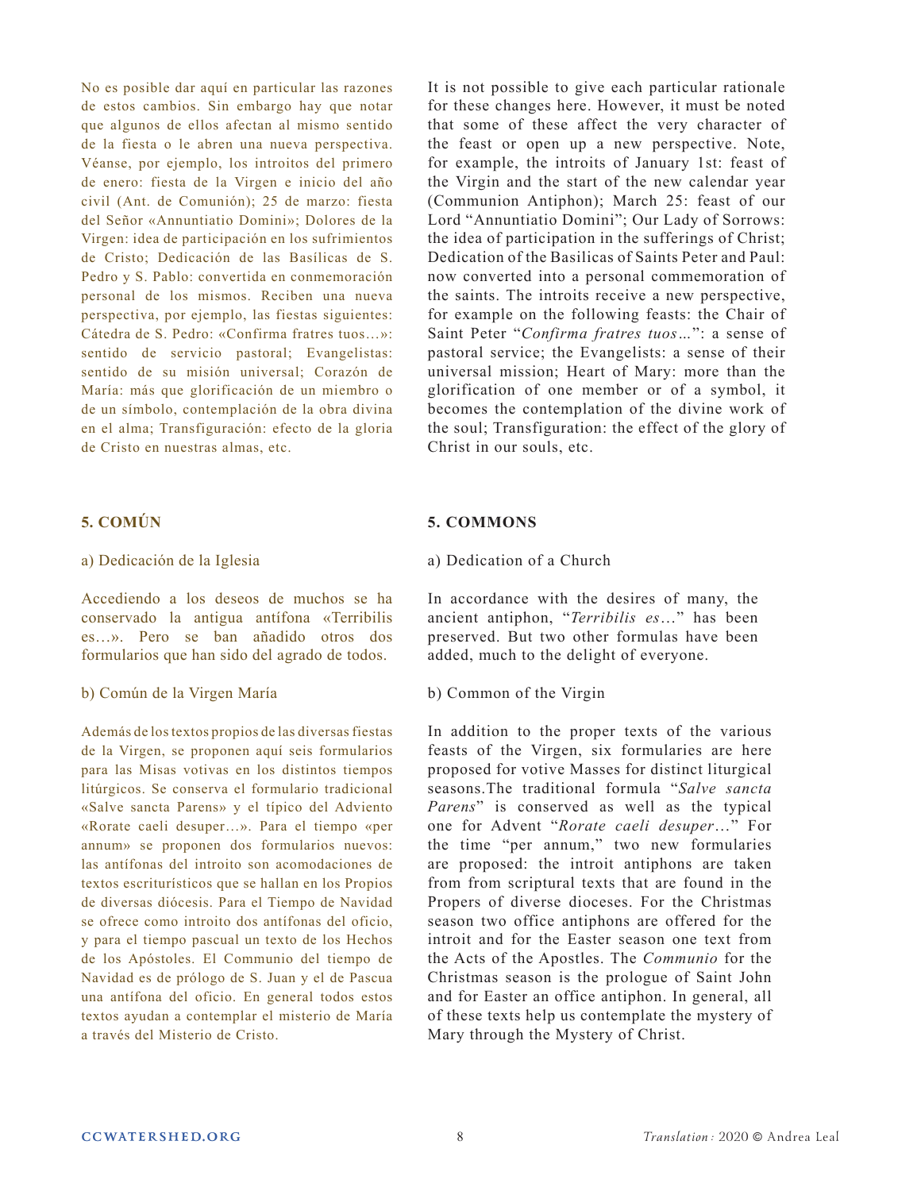No es posible dar aquí en particular las razones de estos cambios. Sin embargo hay que notar que algunos de ellos afectan al mismo sentido de la fiesta o le abren una nueva perspectiva. Véanse, por ejemplo, los introitos del primero de enero: fiesta de la Virgen e inicio del año civil (Ant. de Comunión); 25 de marzo: fiesta del Señor «Annuntiatio Domini»; Dolores de la Virgen: idea de participación en los sufrimientos de Cristo; Dedicación de las Basílicas de S. Pedro y S. Pablo: convertida en conmemoración personal de los mismos. Reciben una nueva perspectiva, por ejemplo, las fiestas siguientes: Cátedra de S. Pedro: «Confirma fratres tuos…»: sentido de servicio pastoral; Evangelistas: sentido de su misión universal; Corazón de María: más que glorificación de un miembro o de un símbolo, contemplación de la obra divina en el alma; Transfiguración: efecto de la gloria de Cristo en nuestras almas, etc.

It is not possible to give each particular rationale for these changes here. However, it must be noted that some of these affect the very character of the feast or open up a new perspective. Note, for example, the introits of January 1st: feast of the Virgin and the start of the new calendar year (Communion Antiphon); March 25: feast of our Lord "Annuntiatio Domini"; Our Lady of Sorrows: the idea of participation in the sufferings of Christ; Dedication of the Basilicas of Saints Peter and Paul: now converted into a personal commemoration of the saints. The introits receive a new perspective, for example on the following feasts: the Chair of Saint Peter "*Confirma fratres tuos…*": a sense of pastoral service; the Evangelists: a sense of their universal mission; Heart of Mary: more than the glorification of one member or of a symbol, it becomes the contemplation of the divine work of the soul; Transfiguration: the effect of the glory of Christ in our souls, etc.

## 5. COMÚN

a) Dedicación de la Iglesia

Accediendo a los deseos de muchos se ha conservado la antigua antífona «Terribilis es…». Pero se ban añadido otros dos formularios que han sido del agrado de todos.

b) Común de la Virgen María

Además de los textos propios de las diversas fiestas de la Virgen, se proponen aquí seis formularios para las Misas votivas en los distintos tiempos litúrgicos. Se conserva el formulario tradicional «Salve sancta Parens» y el típico del Adviento «Rorate caeli desuper…». Para el tiempo «per annum» se proponen dos formularios nuevos: las antífonas del introito son acomodaciones de textos escriturísticos que se hallan en los Propios de diversas diócesis. Para el Tiempo de Navidad se ofrece como introito dos antífonas del oficio, y para el tiempo pascual un texto de los Hechos de los Apóstoles. El Communio del tiempo de Navidad es de prólogo de S. Juan y el de Pascua una antífona del oficio. En general todos estos textos ayudan a contemplar el misterio de María a través del Misterio de Cristo.

## 5. COMMONS

a) Dedication of a Church

In accordance with the desires of many, the ancient antiphon, "*Terribilis es…*" has been preserved. But two other formulas have been added, much to the delight of everyone.

b) Common of the Virgin

In addition to the proper texts of the various feasts of the Virgen, six formularies are here proposed for votive Masses for distinct liturgical seasons.The traditional formula "*Salve sancta Parens*" is conserved as well as the typical one for Advent "*Rorate caeli desuper…*" For the time "per annum," two new formularies are proposed: the introit antiphons are taken from from scriptural texts that are found in the Propers of diverse dioceses. For the Christmas season two office antiphons are offered for the introit and for the Easter season one text from the Acts of the Apostles. The *Communio* for the Christmas season is the prologue of Saint John and for Easter an office antiphon. In general, all of these texts help us contemplate the mystery of Mary through the Mystery of Christ.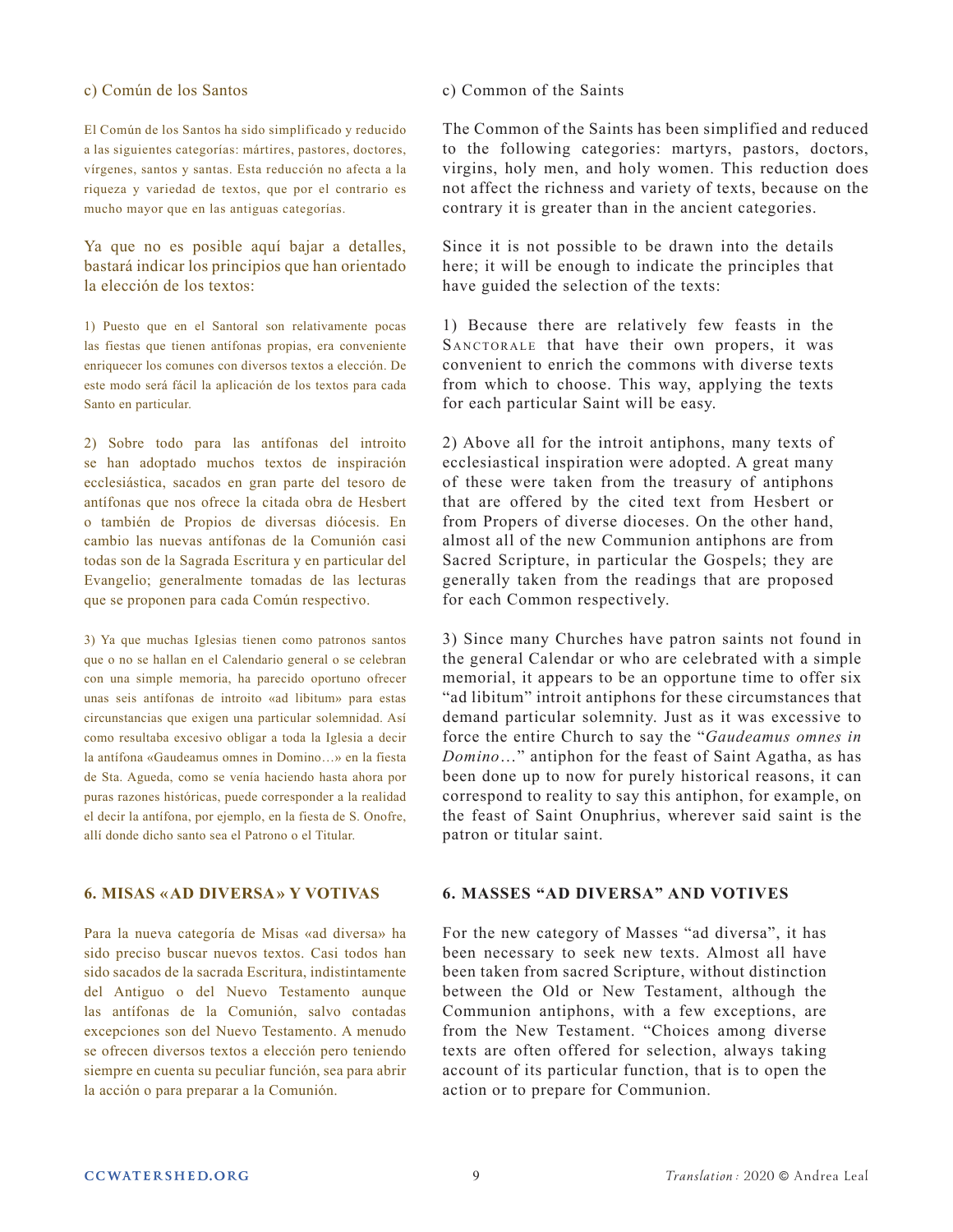c) Común de los Santos

El Común de los Santos ha sido simplificado y reducido a las siguientes categorías: mártires, pastores, doctores, vírgenes, santos y santas. Esta reducción no afecta a la riqueza y variedad de textos, que por el contrario es mucho mayor que en las antiguas categorías.

Ya que no es posible aquí bajar a detalles, bastará indicar los principios que han orientado la elección de los textos:

1) Puesto que en el Santoral son relativamente pocas las fiestas que tienen antífonas propias, era conveniente enriquecer los comunes con diversos textos a elección. De este modo será fácil la aplicación de los textos para cada Santo en particular.

2) Sobre todo para las antífonas del introito se han adoptado muchos textos de inspiración ecclesiástica, sacados en gran parte del tesoro de antífonas que nos ofrece la citada obra de Hesbert o también de Propios de diversas diócesis. En cambio las nuevas antífonas de la Comunión casi todas son de la Sagrada Escritura y en particular del Evangelio; generalmente tomadas de las lecturas que se proponen para cada Común respectivo.

3) Ya que muchas Iglesias tienen como patronos santos que o no se hallan en el Calendario general o se celebran con una simple memoria, ha parecido oportuno ofrecer unas seis antífonas de introito «ad libitum» para estas circunstancias que exigen una particular solemnidad. Así como resultaba excesivo obligar a toda la Iglesia a decir la antífona «Gaudeamus omnes in Domino…» en la fiesta de Sta. Agueda, como se venía haciendo hasta ahora por puras razones históricas, puede corresponder a la realidad el decir la antífona, por ejemplo, en la fiesta de S. Onofre, allí donde dicho santo sea el Patrono o el Titular.

c) Common of the Saints

The Common of the Saints has been simplified and reduced to the following categories: martyrs, pastors, doctors, virgins, holy men, and holy women. This reduction does not affect the richness and variety of texts, because on the contrary it is greater than in the ancient categories.

Since it is not possible to be drawn into the details here; it will be enough to indicate the principles that have guided the selection of the texts:

1) Because there are relatively few feasts in the Sanctorale that have their own propers, it was convenient to enrich the commons with diverse texts from which to choose. This way, applying the texts for each particular Saint will be easy.

2) Above all for the introit antiphons, many texts of ecclesiastical inspiration were adopted. A great many of these were taken from the treasury of antiphons that are offered by the cited text from Hesbert or from Propers of diverse dioceses. On the other hand, almost all of the new Communion antiphons are from Sacred Scripture, in particular the Gospels; they are generally taken from the readings that are proposed for each Common respectively.

3) Since many Churches have patron saints not found in the general Calendar or who are celebrated with a simple memorial, it appears to be an opportune time to offer six "ad libitum" introit antiphons for these circumstances that demand particular solemnity. Just as it was excessive to force the entire Church to say the "*Gaudeamus omnes in Domino…*" antiphon for the feast of Saint Agatha, as has been done up to now for purely historical reasons, it can correspond to reality to say this antiphon, for example, on the feast of Saint Onuphrius, wherever said saint is the patron or titular saint.

## 6. MISAS «AD DIVERSA» Y VOTIVAS

Para la nueva categoría de Misas «ad diversa» ha sido preciso buscar nuevos textos. Casi todos han sido sacados de la sacrada Escritura, indistintamente del Antiguo o del Nuevo Testamento aunque las antífonas de la Comunión, salvo contadas excepciones son del Nuevo Testamento. A menudo se ofrecen diversos textos a elección pero teniendo siempre en cuenta su peculiar función, sea para abrir la acción o para preparar a la Comunión.

## 6. MASSES "AD DIVERSA" AND VOTIVES

For the new category of Masses "ad diversa", it has been necessary to seek new texts. Almost all have been taken from sacred Scripture, without distinction between the Old or New Testament, although the Communion antiphons, with a few exceptions, are from the New Testament. "Choices among diverse texts are often offered for selection, always taking account of its particular function, that is to open the action or to prepare for Communion.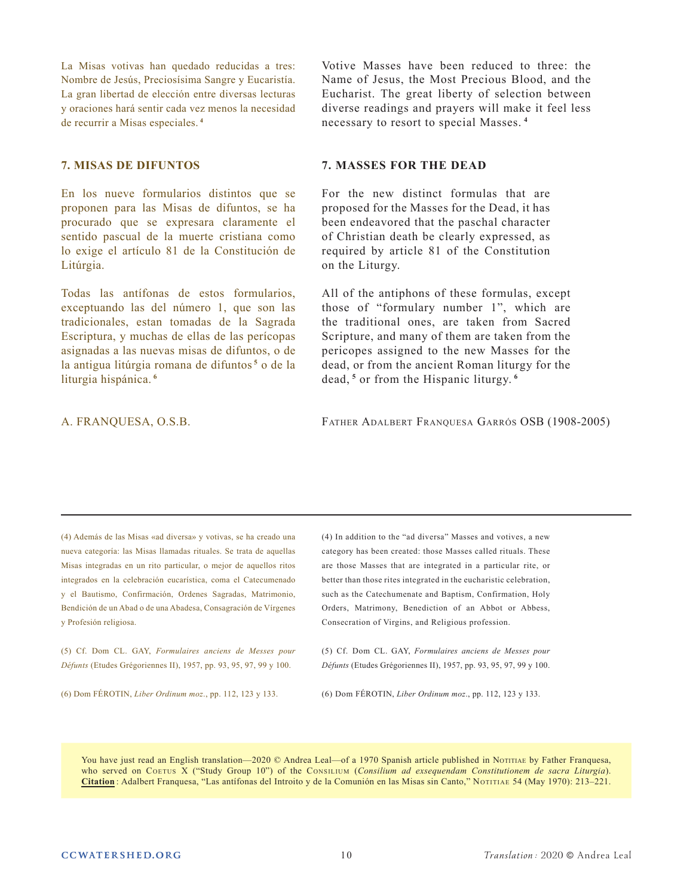La Misas votivas han quedado reducidas a tres: Nombre de Jesús, Preciosísima Sangre y Eucaristía. La gran libertad de elección entre diversas lecturas y oraciones hará sentir cada vez menos la necesidad de recurrir a Misas especiales. [4]

## 7. MISAS DE DIFUNTOS

En los nueve formularios distintos que se proponen para las Misas de difuntos, se ha procurado que se expresara claramente el sentido pascual de la muerte cristiana como lo exige el artículo 81 de la Constitución de Litúrgia.

Todas las antífonas de estos formularios, exceptuando las del número 1, que son las tradicionales, estan tomadas de la Sagrada Escriptura, y muchas de ellas de las perícopas asignadas a las nuevas misas de difuntos, o de la antigua litúrgia romana de difuntos [5] o de la liturgia hispánica. [6]

A. FRANQUESA, O.S.B.

Votive Masses have been reduced to three: the Name of Jesus, the Most Precious Blood, and the Eucharist. The great liberty of selection between diverse readings and prayers will make it feel less necessary to resort to special Masses. [4]

## 7. MASSES FOR THE DEAD

For the new distinct formulas that are proposed for the Masses for the Dead, it has been endeavored that the paschal character of Christian death be clearly expressed, as required by article 81 of the Constitution on the Liturgy.

All of the antiphons of these formulas, except those of "formulary number 1", which are the traditional ones, are taken from Sacred Scripture, and many of them are taken from the pericopes assigned to the new Masses for the dead, or from the ancient Roman liturgy for the dead, [5] or from the Hispanic liturgy. [6]

Father Adalbert Franquesa Garrós OSB (1908-2005)

---

(4) Además de las Misas «ad diversa» y votivas, se ha creado una nueva categoría: las Misas llamadas rituales. Se trata de aquellas Misas integradas en un rito particular, o mejor de aquellos ritos integrados en la celebración eucarística, coma el Catecumenado y el Bautismo, Confirmación, Ordenes Sagradas, Matrimonio, Bendición de un Abad o de una Abadesa, Consagración de Vírgenes y Profesión religiosa.

(5) Cf. Dom CL. GAY, *Formulaires anciens de Messes pour Défunts* (Etudes Grégoriennes II), 1957, pp. 93, 95, 97, 99 y 100.

(6) Dom FÉROTIN, *Liber Ordinum moz.*, pp. 112, 123 y 133.

(4) In addition to the "ad diversa" Masses and votives, a new category has been created: those Masses called rituals. These are those Masses that are integrated in a particular rite, or better than those rites integrated in the eucharistic celebration, such as the Catechumenate and Baptism, Confirmation, Holy Orders, Matrimony, Benediction of an Abbot or Abbess, Consecration of Virgins, and Religious profession.

(5) Cf. Dom CL. GAY, *Formulaires anciens de Messes pour Défunts* (Etudes Grégoriennes II), 1957, pp. 93, 95, 97, 99 y 100.

(6) Dom FÉROTIN, *Liber Ordinum moz.*, pp. 112, 123 y 133.

---

You have just read an English translation—2020 © Andrea Leal—of a 1970 Spanish article published in Notitiae by Father Franquesa, who served on Coetus X ("Study Group 10") of the Consilium (*Consilium ad exsequendam Constitutionem de sacra Liturgia*). **Citation**: Adalbert Franquesa, "Las antífonas del Introito y de la Comunión en las Misas sin Canto," Notitiae 54 (May 1970): 213–221.